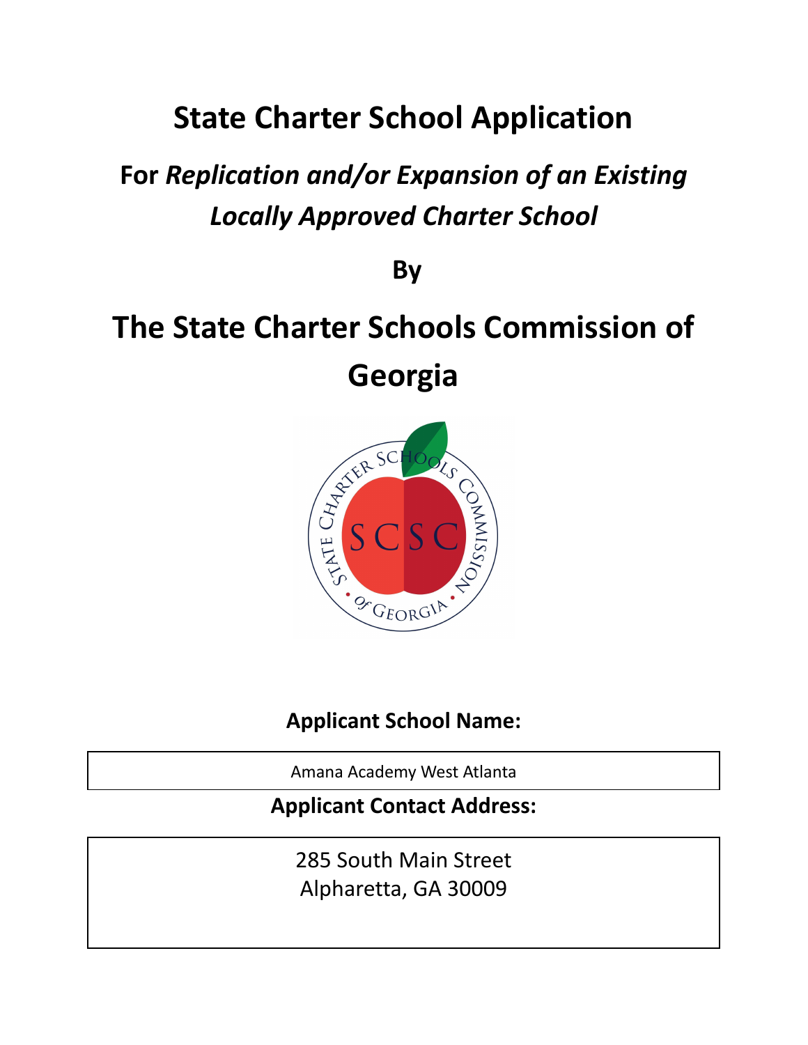# State Charter School Application

## For *Replication and/or Expansion of an Existing Locally Approved Charter School*

**By**

# The State Charter Schools Commission of Georgia

**Applicant School Name:**

Amana Academy West Atlanta

**Applicant Contact Address:**

285 South Main Street
Alpharetta, GA 30009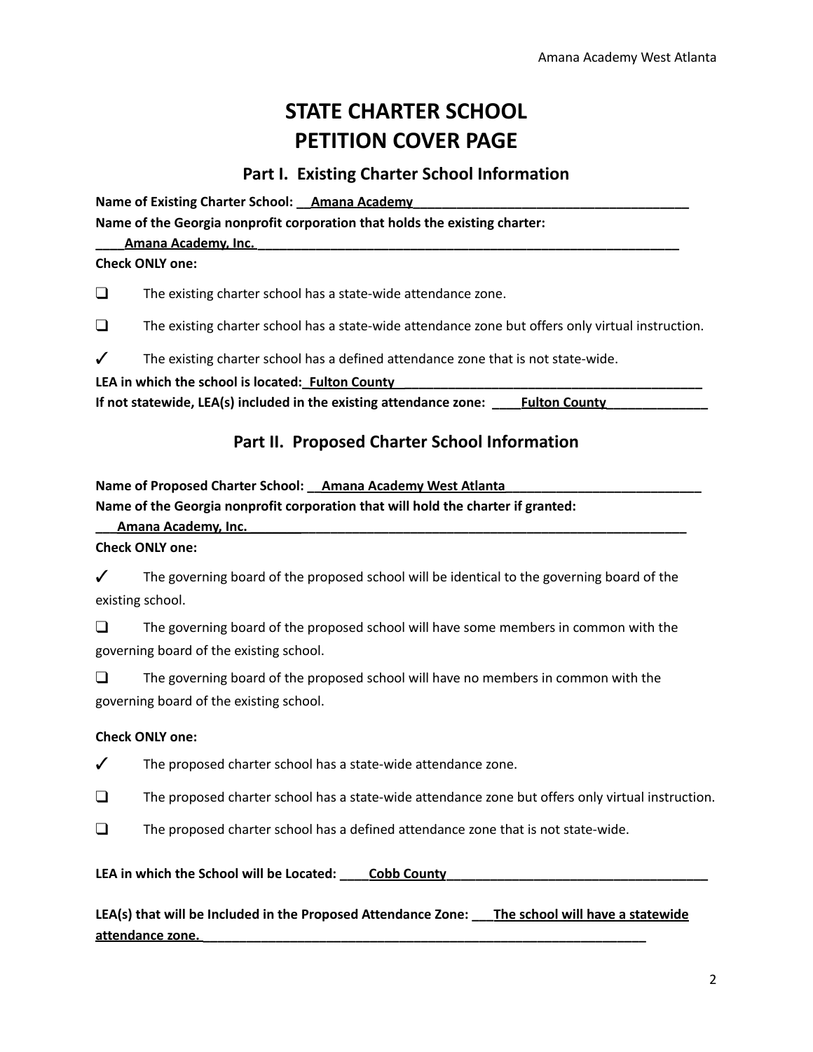# STATE CHARTER SCHOOL
# PETITION COVER PAGE

## Part I. Existing Charter School Information

**Name of Existing Charter School:** Amana Academy

**Name of the Georgia nonprofit corporation that holds the existing charter:** Amana Academy, Inc.

**Check ONLY one:**

❑ The existing charter school has a state-wide attendance zone.

❑ The existing charter school has a state-wide attendance zone but offers only virtual instruction.

✓ The existing charter school has a defined attendance zone that is not state-wide.

**LEA in which the school is located:** Fulton County

**If not statewide, LEA(s) included in the existing attendance zone:** Fulton County

## Part II. Proposed Charter School Information

**Name of Proposed Charter School:** Amana Academy West Atlanta

**Name of the Georgia nonprofit corporation that will hold the charter if granted:** Amana Academy, Inc.

**Check ONLY one:**

✓ The governing board of the proposed school will be identical to the governing board of the existing school.

❑ The governing board of the proposed school will have some members in common with the governing board of the existing school.

❑ The governing board of the proposed school will have no members in common with the governing board of the existing school.

**Check ONLY one:**

✓ The proposed charter school has a state-wide attendance zone.

❑ The proposed charter school has a state-wide attendance zone but offers only virtual instruction.

❑ The proposed charter school has a defined attendance zone that is not state-wide.

**LEA in which the School will be Located:** Cobb County

**LEA(s) that will be Included in the Proposed Attendance Zone:** The school will have a statewide attendance zone.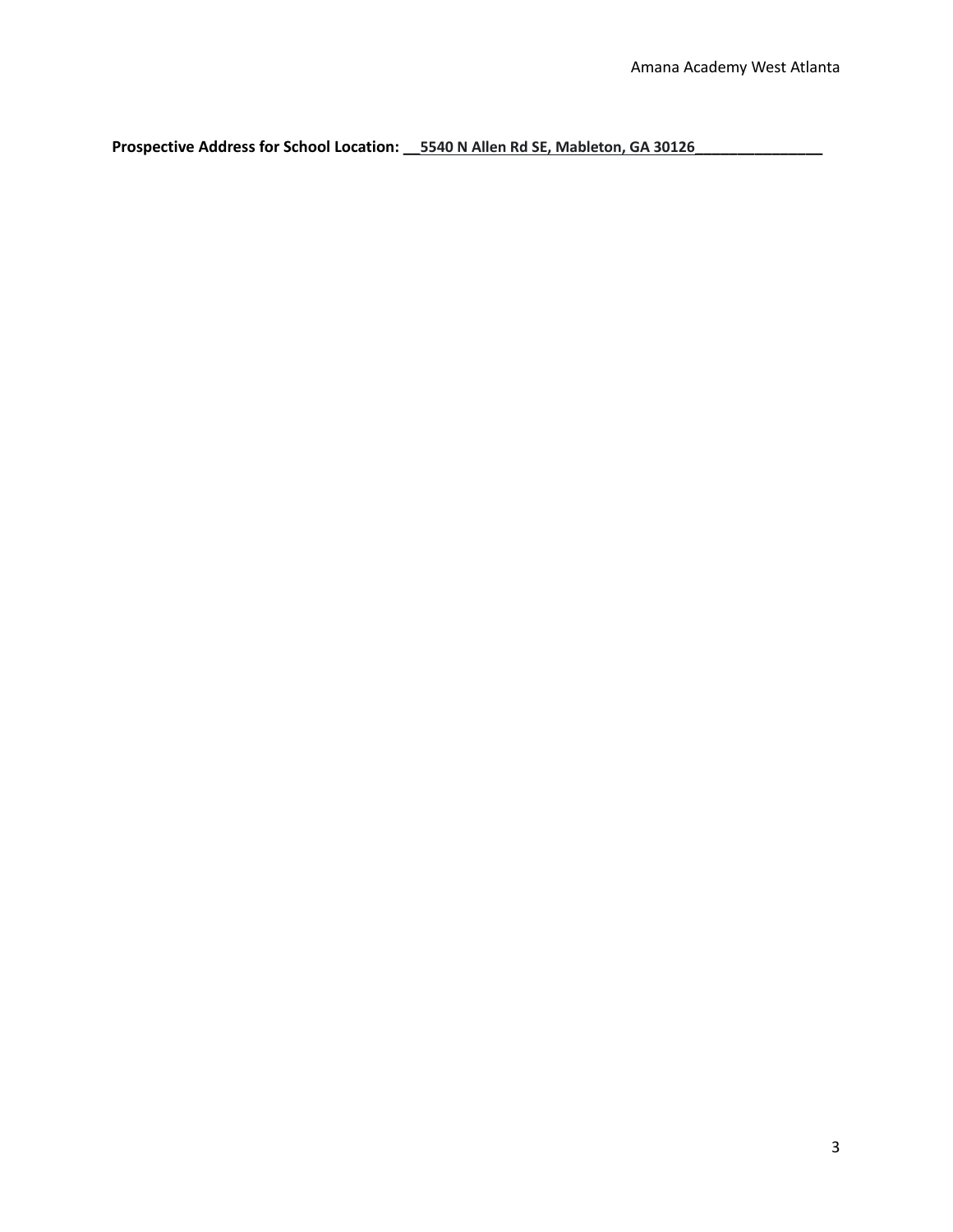**Prospective Address for School Location:** __5540 N Allen Rd SE, Mableton, GA 30126________________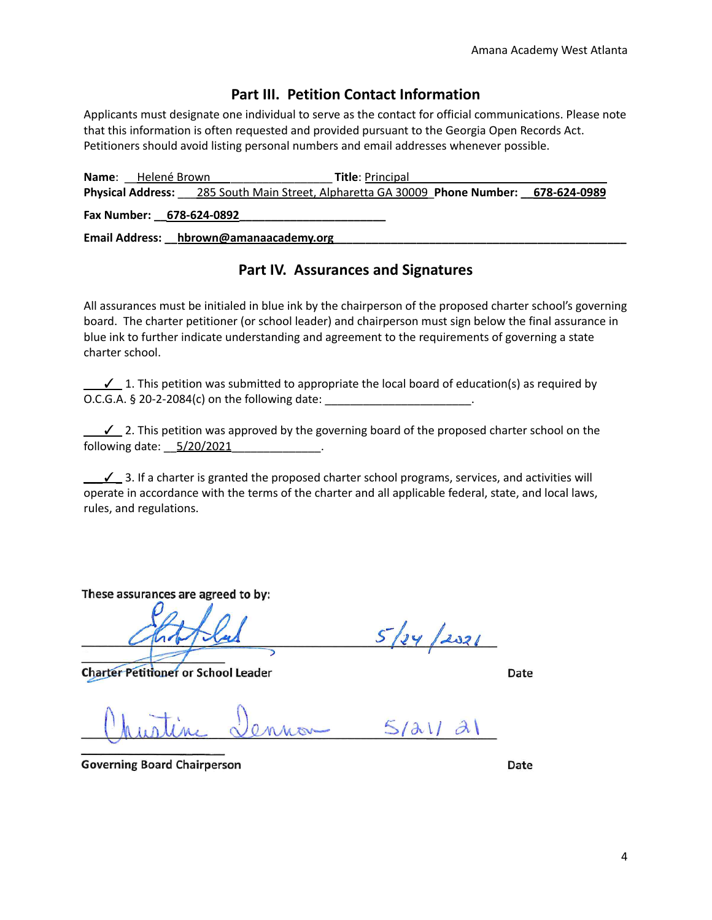## Part III. Petition Contact Information

Applicants must designate one individual to serve as the contact for official communications. Please note that this information is often requested and provided pursuant to the Georgia Open Records Act. Petitioners should avoid listing personal numbers and email addresses whenever possible.

**Name**: Helené Brown **Title**: Principal

**Physical Address**: 285 South Main Street, Alpharetta GA 30009 **Phone Number**: 678-624-0989

**Fax Number**: 678-624-0892

**Email Address**: hbrown@amanaacademy.org

## Part IV. Assurances and Signatures

All assurances must be initialed in blue ink by the chairperson of the proposed charter school's governing board. The charter petitioner (or school leader) and chairperson must sign below the final assurance in blue ink to further indicate understanding and agreement to the requirements of governing a state charter school.

✓ 1. This petition was submitted to appropriate the local board of education(s) as required by O.C.G.A. § 20-2-2084(c) on the following date: ______________________.

✓ 2. This petition was approved by the governing board of the proposed charter school on the following date: 5/20/2021.

✓ 3. If a charter is granted the proposed charter school programs, services, and activities will operate in accordance with the terms of the charter and all applicable federal, state, and local laws, rules, and regulations.

**These assurances are agreed to by:**

[Signature] 5/24/2021

**Charter Petitioner or School Leader** **Date**

Christine Dennon 5/21/21

**Governing Board Chairperson** **Date**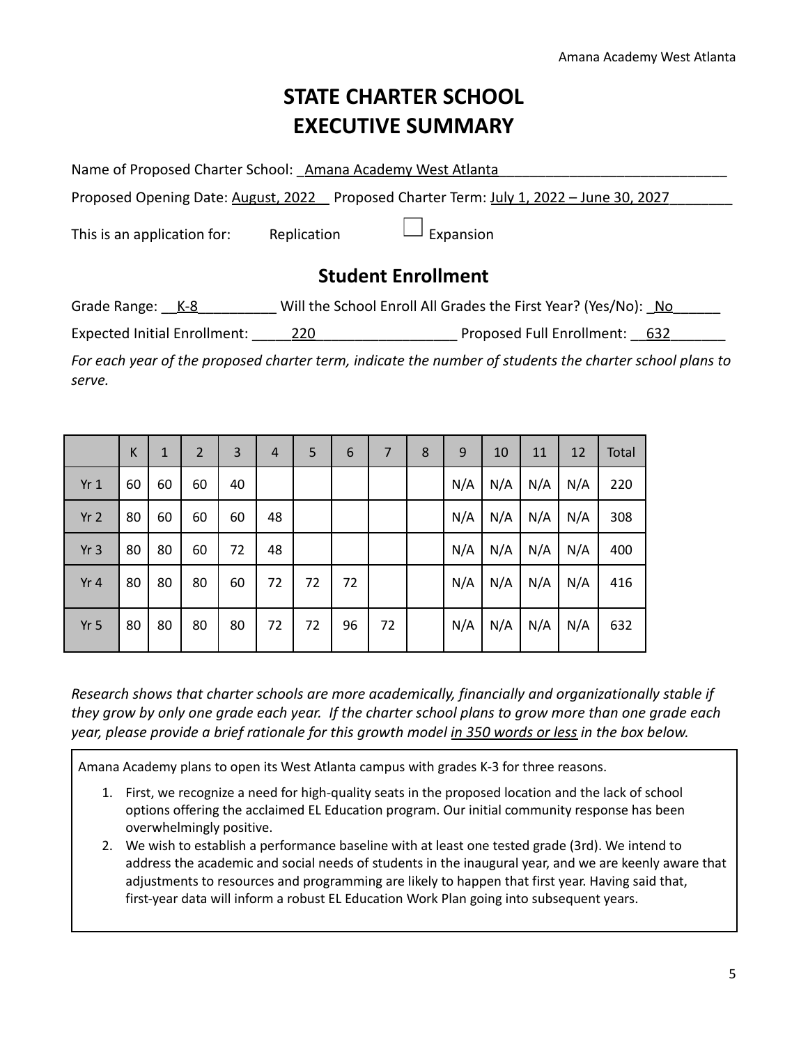# STATE CHARTER SCHOOL EXECUTIVE SUMMARY

Name of Proposed Charter School: Amana Academy West Atlanta

Proposed Opening Date: August, 2022 Proposed Charter Term: July 1, 2022 – June 30, 2027

This is an application for: Replication ☐ Expansion

## Student Enrollment

Grade Range: K-8 Will the School Enroll All Grades the First Year? (Yes/No): No

Expected Initial Enrollment: 220 Proposed Full Enrollment: 632

*For each year of the proposed charter term, indicate the number of students the charter school plans to serve.*

| | K | 1 | 2 | 3 | 4 | 5 | 6 | 7 | 8 | 9 | 10 | 11 | 12 | Total |
|---|---|---|---|---|---|---|---|---|---|---|---|---|---|---|
| Yr 1 | 60 | 60 | 60 | 40 | | | | | | N/A | N/A | N/A | N/A | 220 |
| Yr 2 | 80 | 60 | 60 | 60 | 48 | | | | | N/A | N/A | N/A | N/A | 308 |
| Yr 3 | 80 | 80 | 60 | 72 | 48 | | | | | N/A | N/A | N/A | N/A | 400 |
| Yr 4 | 80 | 80 | 80 | 60 | 72 | 72 | 72 | | | N/A | N/A | N/A | N/A | 416 |
| Yr 5 | 80 | 80 | 80 | 80 | 72 | 72 | 96 | 72 | | N/A | N/A | N/A | N/A | 632 |

*Research shows that charter schools are more academically, financially and organizationally stable if they grow by only one grade each year. If the charter school plans to grow more than one grade each year, please provide a brief rationale for this growth model in 350 words or less in the box below.*

Amana Academy plans to open its West Atlanta campus with grades K-3 for three reasons.

1. First, we recognize a need for high-quality seats in the proposed location and the lack of school options offering the acclaimed EL Education program. Our initial community response has been overwhelmingly positive.
2. We wish to establish a performance baseline with at least one tested grade (3rd). We intend to address the academic and social needs of students in the inaugural year, and we are keenly aware that adjustments to resources and programming are likely to happen that first year. Having said that, first-year data will inform a robust EL Education Work Plan going into subsequent years.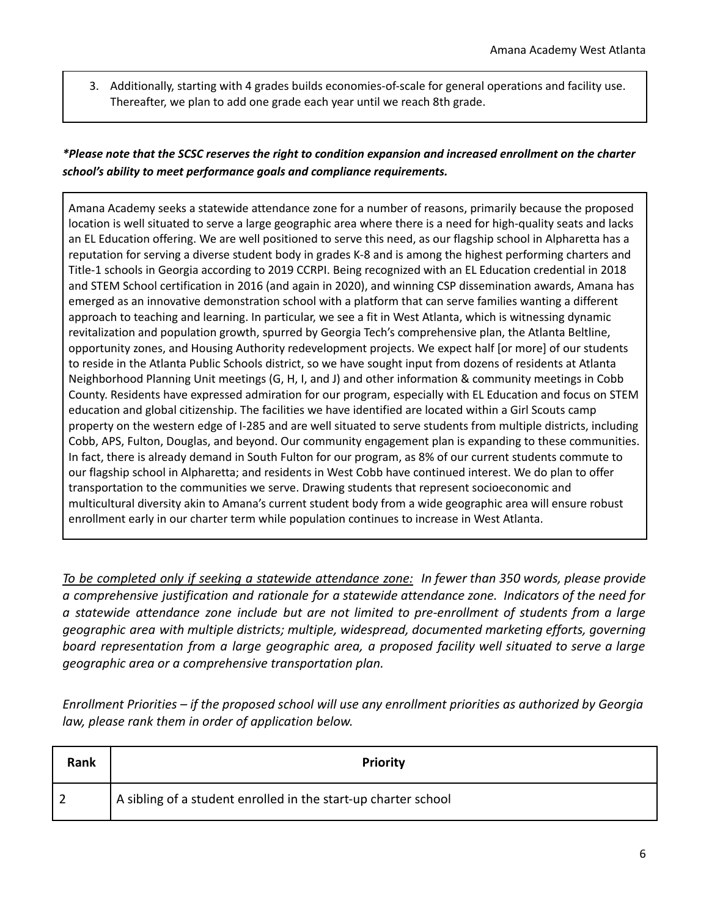3. Additionally, starting with 4 grades builds economies-of-scale for general operations and facility use. Thereafter, we plan to add one grade each year until we reach 8th grade.

***Please note that the SCSC reserves the right to condition expansion and increased enrollment on the charter school's ability to meet performance goals and compliance requirements.***

Amana Academy seeks a statewide attendance zone for a number of reasons, primarily because the proposed location is well situated to serve a large geographic area where there is a need for high-quality seats and lacks an EL Education offering. We are well positioned to serve this need, as our flagship school in Alpharetta has a reputation for serving a diverse student body in grades K-8 and is among the highest performing charters and Title-1 schools in Georgia according to 2019 CCRPI. Being recognized with an EL Education credential in 2018 and STEM School certification in 2016 (and again in 2020), and winning CSP dissemination awards, Amana has emerged as an innovative demonstration school with a platform that can serve families wanting a different approach to teaching and learning. In particular, we see a fit in West Atlanta, which is witnessing dynamic revitalization and population growth, spurred by Georgia Tech's comprehensive plan, the Atlanta Beltline, opportunity zones, and Housing Authority redevelopment projects. We expect half [or more] of our students to reside in the Atlanta Public Schools district, so we have sought input from dozens of residents at Atlanta Neighborhood Planning Unit meetings (G, H, I, and J) and other information & community meetings in Cobb County. Residents have expressed admiration for our program, especially with EL Education and focus on STEM education and global citizenship. The facilities we have identified are located within a Girl Scouts camp property on the western edge of I-285 and are well situated to serve students from multiple districts, including Cobb, APS, Fulton, Douglas, and beyond. Our community engagement plan is expanding to these communities. In fact, there is already demand in South Fulton for our program, as 8% of our current students commute to our flagship school in Alpharetta; and residents in West Cobb have continued interest. We do plan to offer transportation to the communities we serve. Drawing students that represent socioeconomic and multicultural diversity akin to Amana's current student body from a wide geographic area will ensure robust enrollment early in our charter term while population continues to increase in West Atlanta.

*<u>To be completed only if seeking a statewide attendance zone:</u> In fewer than 350 words, please provide a comprehensive justification and rationale for a statewide attendance zone. Indicators of the need for a statewide attendance zone include but are not limited to pre-enrollment of students from a large geographic area with multiple districts; multiple, widespread, documented marketing efforts, governing board representation from a large geographic area, a proposed facility well situated to serve a large geographic area or a comprehensive transportation plan.*

*Enrollment Priorities – if the proposed school will use any enrollment priorities as authorized by Georgia law, please rank them in order of application below.*

| Rank | Priority |
|---|---|
| 2 | A sibling of a student enrolled in the start-up charter school |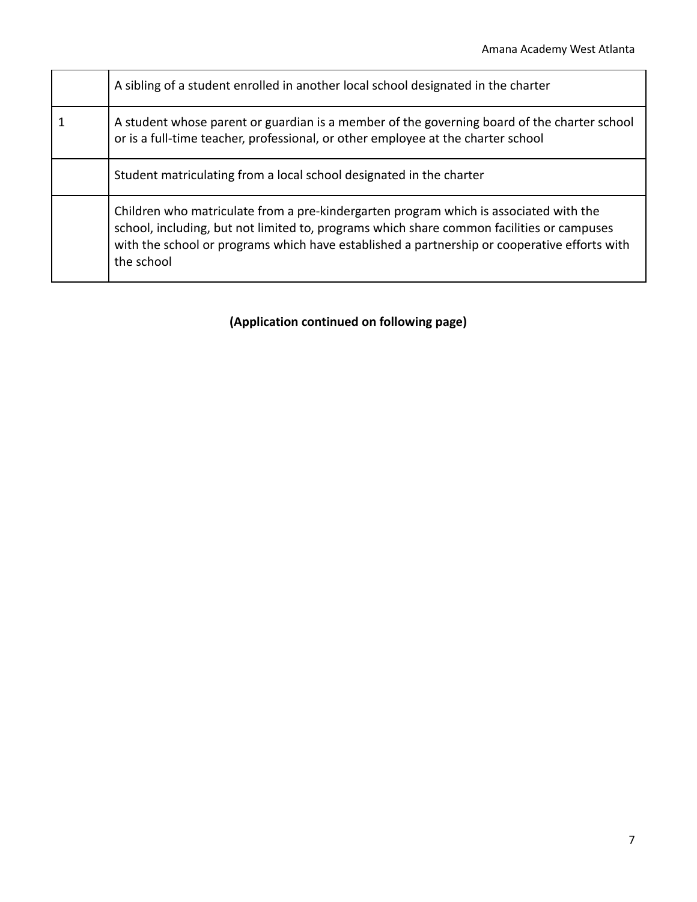| | |
|---|---|
| | A sibling of a student enrolled in another local school designated in the charter |
| 1 | A student whose parent or guardian is a member of the governing board of the charter school or is a full-time teacher, professional, or other employee at the charter school |
| | Student matriculating from a local school designated in the charter |
| | Children who matriculate from a pre-kindergarten program which is associated with the school, including, but not limited to, programs which share common facilities or campuses with the school or programs which have established a partnership or cooperative efforts with the school |

**(Application continued on following page)**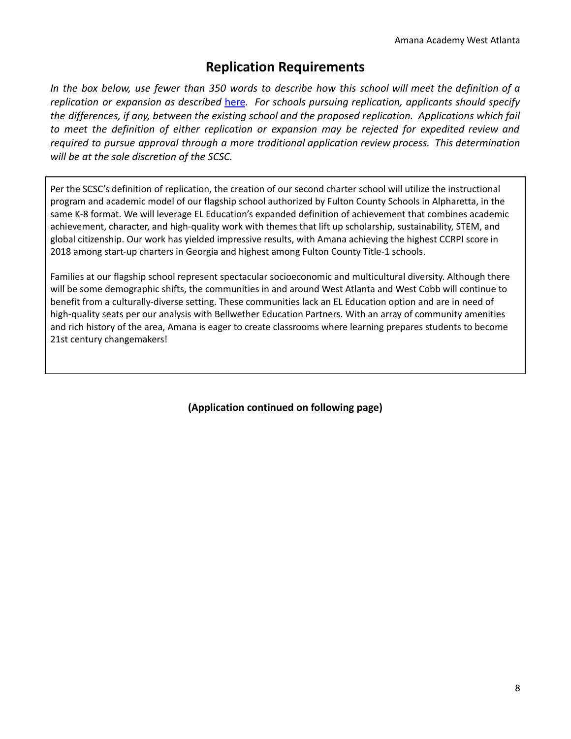# Replication Requirements

*In the box below, use fewer than 350 words to describe how this school will meet the definition of a replication or expansion as described [here](). For schools pursuing replication, applicants should specify the differences, if any, between the existing school and the proposed replication. Applications which fail to meet the definition of either replication or expansion may be rejected for expedited review and required to pursue approval through a more traditional application review process. This determination will be at the sole discretion of the SCSC.*

Per the SCSC's definition of replication, the creation of our second charter school will utilize the instructional program and academic model of our flagship school authorized by Fulton County Schools in Alpharetta, in the same K-8 format. We will leverage EL Education's expanded definition of achievement that combines academic achievement, character, and high-quality work with themes that lift up scholarship, sustainability, STEM, and global citizenship. Our work has yielded impressive results, with Amana achieving the highest CCRPI score in 2018 among start-up charters in Georgia and highest among Fulton County Title-1 schools.

Families at our flagship school represent spectacular socioeconomic and multicultural diversity. Although there will be some demographic shifts, the communities in and around West Atlanta and West Cobb will continue to benefit from a culturally-diverse setting. These communities lack an EL Education option and are in need of high-quality seats per our analysis with Bellwether Education Partners. With an array of community amenities and rich history of the area, Amana is eager to create classrooms where learning prepares students to become 21st century changemakers!

**(Application continued on following page)**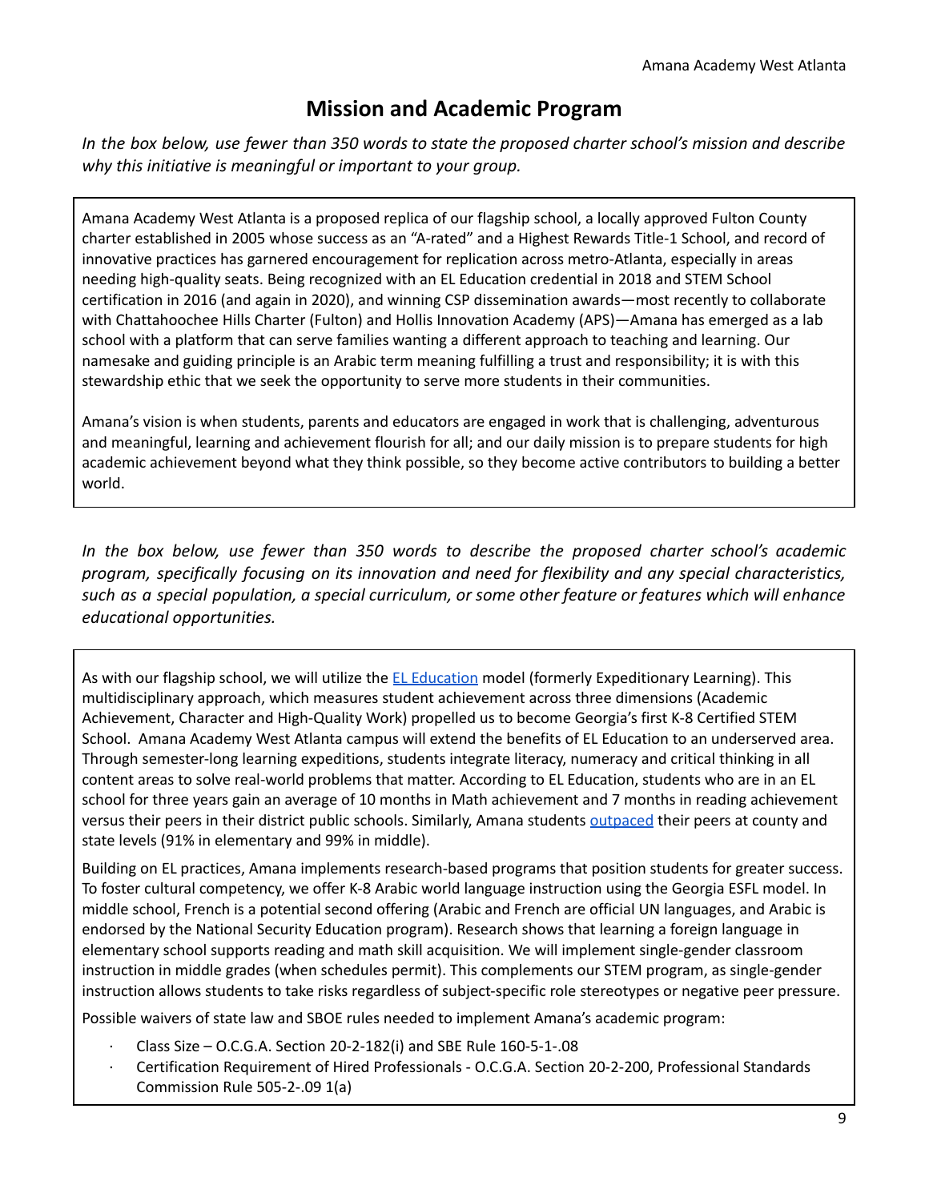# Mission and Academic Program

*In the box below, use fewer than 350 words to state the proposed charter school's mission and describe why this initiative is meaningful or important to your group.*

Amana Academy West Atlanta is a proposed replica of our flagship school, a locally approved Fulton County charter established in 2005 whose success as an "A-rated" and a Highest Rewards Title-1 School, and record of innovative practices has garnered encouragement for replication across metro-Atlanta, especially in areas needing high-quality seats. Being recognized with an EL Education credential in 2018 and STEM School certification in 2016 (and again in 2020), and winning CSP dissemination awards—most recently to collaborate with Chattahoochee Hills Charter (Fulton) and Hollis Innovation Academy (APS)—Amana has emerged as a lab school with a platform that can serve families wanting a different approach to teaching and learning. Our namesake and guiding principle is an Arabic term meaning fulfilling a trust and responsibility; it is with this stewardship ethic that we seek the opportunity to serve more students in their communities.

Amana's vision is when students, parents and educators are engaged in work that is challenging, adventurous and meaningful, learning and achievement flourish for all; and our daily mission is to prepare students for high academic achievement beyond what they think possible, so they become active contributors to building a better world.

*In the box below, use fewer than 350 words to describe the proposed charter school's academic program, specifically focusing on its innovation and need for flexibility and any special characteristics, such as a special population, a special curriculum, or some other feature or features which will enhance educational opportunities.*

As with our flagship school, we will utilize the EL Education model (formerly Expeditionary Learning). This multidisciplinary approach, which measures student achievement across three dimensions (Academic Achievement, Character and High-Quality Work) propelled us to become Georgia's first K-8 Certified STEM School. Amana Academy West Atlanta campus will extend the benefits of EL Education to an underserved area. Through semester-long learning expeditions, students integrate literacy, numeracy and critical thinking in all content areas to solve real-world problems that matter. According to EL Education, students who are in an EL school for three years gain an average of 10 months in Math achievement and 7 months in reading achievement versus their peers in their district public schools. Similarly, Amana students outpaced their peers at county and state levels (91% in elementary and 99% in middle).

Building on EL practices, Amana implements research-based programs that position students for greater success. To foster cultural competency, we offer K-8 Arabic world language instruction using the Georgia ESFL model. In middle school, French is a potential second offering (Arabic and French are official UN languages, and Arabic is endorsed by the National Security Education program). Research shows that learning a foreign language in elementary school supports reading and math skill acquisition. We will implement single-gender classroom instruction in middle grades (when schedules permit). This complements our STEM program, as single-gender instruction allows students to take risks regardless of subject-specific role stereotypes or negative peer pressure.

Possible waivers of state law and SBOE rules needed to implement Amana's academic program:

- Class Size – O.C.G.A. Section 20-2-182(i) and SBE Rule 160-5-1-.08
- Certification Requirement of Hired Professionals - O.C.G.A. Section 20-2-200, Professional Standards Commission Rule 505-2-.09 1(a)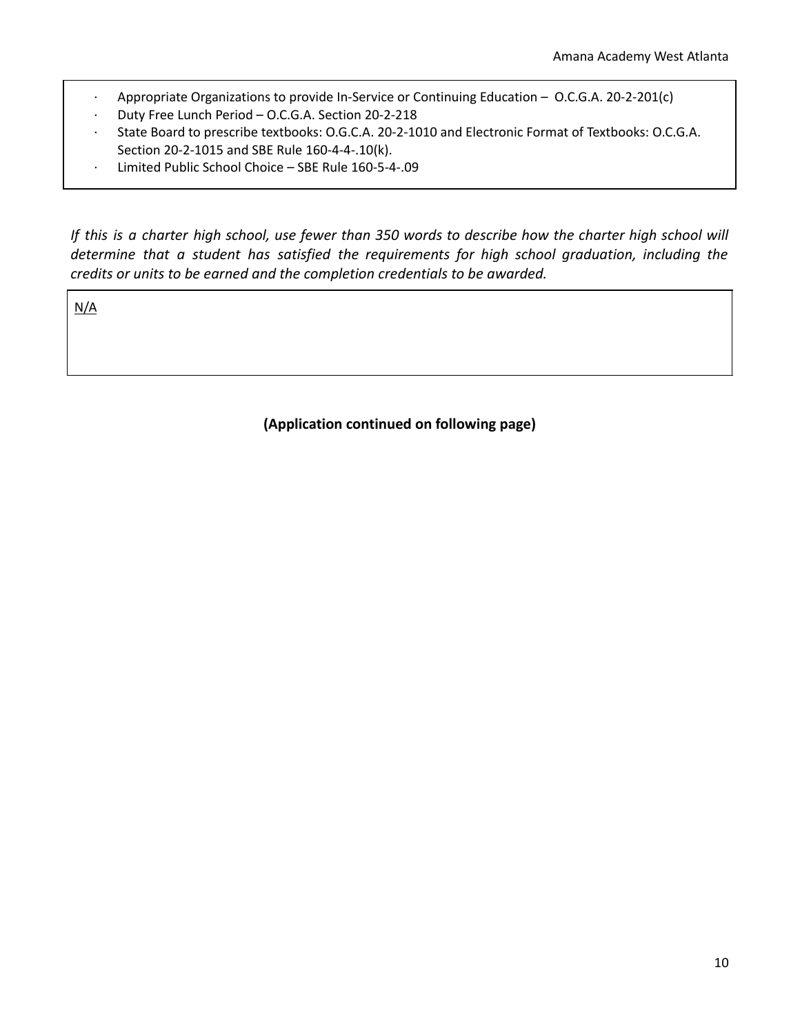- Appropriate Organizations to provide In-Service or Continuing Education – O.C.G.A. 20-2-201(c)
- Duty Free Lunch Period – O.C.G.A. Section 20-2-218
- State Board to prescribe textbooks: O.G.C.A. 20-2-1010 and Electronic Format of Textbooks: O.C.G.A. Section 20-2-1015 and SBE Rule 160-4-4-.10(k).
- Limited Public School Choice – SBE Rule 160-5-4-.09

*If this is a charter high school, use fewer than 350 words to describe how the charter high school will determine that a student has satisfied the requirements for high school graduation, including the credits or units to be earned and the completion credentials to be awarded.*

N/A

**(Application continued on following page)**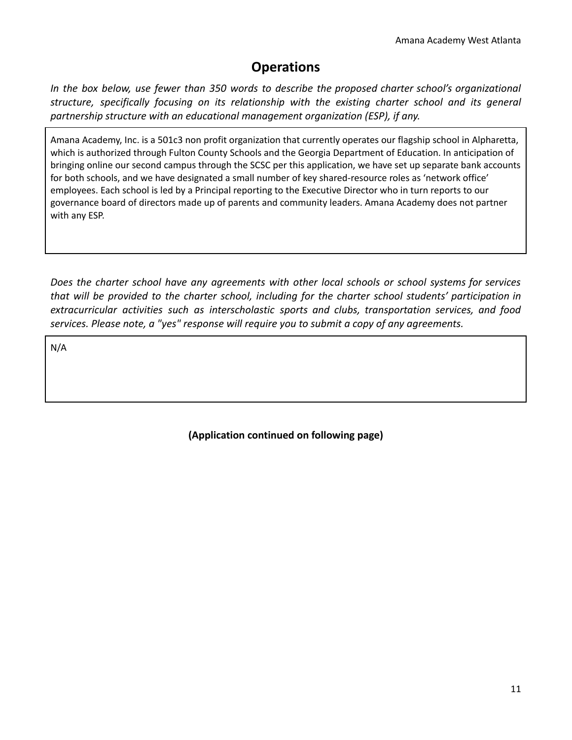# Operations

*In the box below, use fewer than 350 words to describe the proposed charter school's organizational structure, specifically focusing on its relationship with the existing charter school and its general partnership structure with an educational management organization (ESP), if any.*

Amana Academy, Inc. is a 501c3 non profit organization that currently operates our flagship school in Alpharetta, which is authorized through Fulton County Schools and the Georgia Department of Education. In anticipation of bringing online our second campus through the SCSC per this application, we have set up separate bank accounts for both schools, and we have designated a small number of key shared-resource roles as 'network office' employees. Each school is led by a Principal reporting to the Executive Director who in turn reports to our governance board of directors made up of parents and community leaders. Amana Academy does not partner with any ESP.

*Does the charter school have any agreements with other local schools or school systems for services that will be provided to the charter school, including for the charter school students' participation in extracurricular activities such as interscholastic sports and clubs, transportation services, and food services. Please note, a "yes" response will require you to submit a copy of any agreements.*

N/A

**(Application continued on following page)**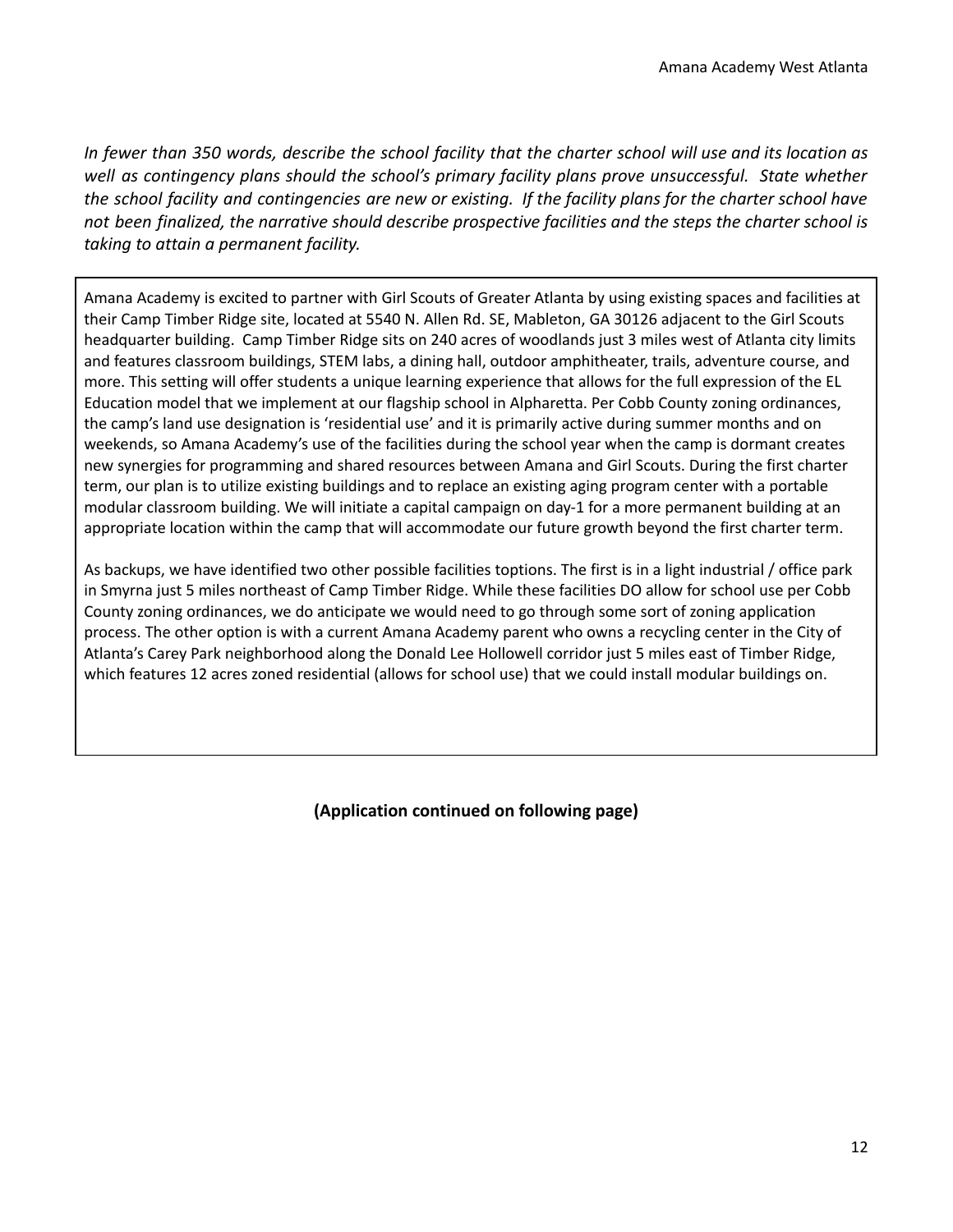*In fewer than 350 words, describe the school facility that the charter school will use and its location as well as contingency plans should the school's primary facility plans prove unsuccessful. State whether the school facility and contingencies are new or existing. If the facility plans for the charter school have not been finalized, the narrative should describe prospective facilities and the steps the charter school is taking to attain a permanent facility.*

Amana Academy is excited to partner with Girl Scouts of Greater Atlanta by using existing spaces and facilities at their Camp Timber Ridge site, located at 5540 N. Allen Rd. SE, Mableton, GA 30126 adjacent to the Girl Scouts headquarter building. Camp Timber Ridge sits on 240 acres of woodlands just 3 miles west of Atlanta city limits and features classroom buildings, STEM labs, a dining hall, outdoor amphitheater, trails, adventure course, and more. This setting will offer students a unique learning experience that allows for the full expression of the EL Education model that we implement at our flagship school in Alpharetta. Per Cobb County zoning ordinances, the camp's land use designation is 'residential use' and it is primarily active during summer months and on weekends, so Amana Academy's use of the facilities during the school year when the camp is dormant creates new synergies for programming and shared resources between Amana and Girl Scouts. During the first charter term, our plan is to utilize existing buildings and to replace an existing aging program center with a portable modular classroom building. We will initiate a capital campaign on day-1 for a more permanent building at an appropriate location within the camp that will accommodate our future growth beyond the first charter term.

As backups, we have identified two other possible facilities toptions. The first is in a light industrial / office park in Smyrna just 5 miles northeast of Camp Timber Ridge. While these facilities DO allow for school use per Cobb County zoning ordinances, we do anticipate we would need to go through some sort of zoning application process. The other option is with a current Amana Academy parent who owns a recycling center in the City of Atlanta's Carey Park neighborhood along the Donald Lee Hollowell corridor just 5 miles east of Timber Ridge, which features 12 acres zoned residential (allows for school use) that we could install modular buildings on.

**(Application continued on following page)**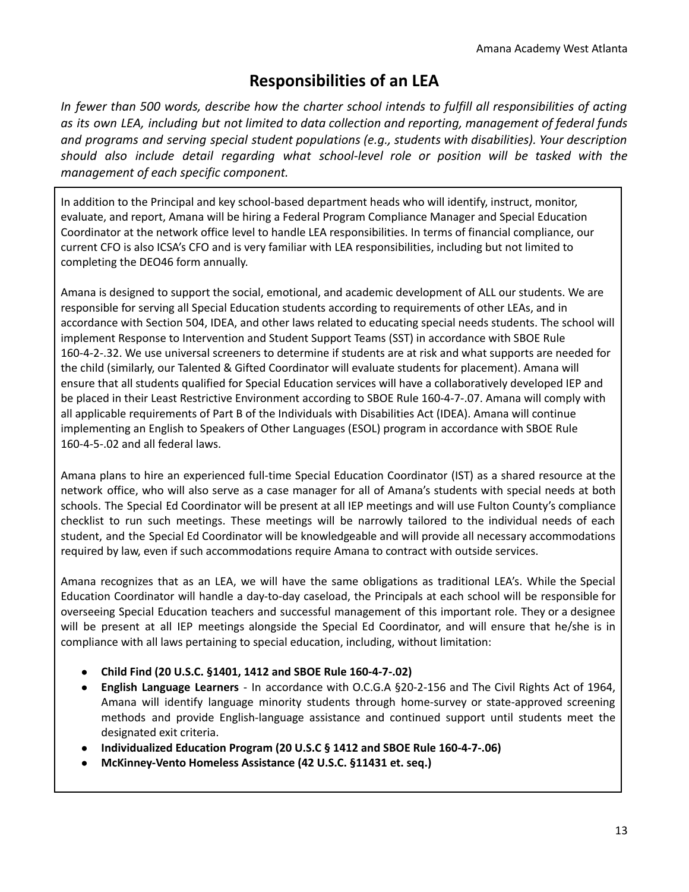## Responsibilities of an LEA

*In fewer than 500 words, describe how the charter school intends to fulfill all responsibilities of acting as its own LEA, including but not limited to data collection and reporting, management of federal funds and programs and serving special student populations (e.g., students with disabilities). Your description should also include detail regarding what school-level role or position will be tasked with the management of each specific component.*

In addition to the Principal and key school-based department heads who will identify, instruct, monitor, evaluate, and report, Amana will be hiring a Federal Program Compliance Manager and Special Education Coordinator at the network office level to handle LEA responsibilities. In terms of financial compliance, our current CFO is also ICSA's CFO and is very familiar with LEA responsibilities, including but not limited to completing the DEO46 form annually.

Amana is designed to support the social, emotional, and academic development of ALL our students. We are responsible for serving all Special Education students according to requirements of other LEAs, and in accordance with Section 504, IDEA, and other laws related to educating special needs students. The school will implement Response to Intervention and Student Support Teams (SST) in accordance with SBOE Rule 160-4-2-.32. We use universal screeners to determine if students are at risk and what supports are needed for the child (similarly, our Talented & Gifted Coordinator will evaluate students for placement). Amana will ensure that all students qualified for Special Education services will have a collaboratively developed IEP and be placed in their Least Restrictive Environment according to SBOE Rule 160-4-7-.07. Amana will comply with all applicable requirements of Part B of the Individuals with Disabilities Act (IDEA). Amana will continue implementing an English to Speakers of Other Languages (ESOL) program in accordance with SBOE Rule 160-4-5-.02 and all federal laws.

Amana plans to hire an experienced full-time Special Education Coordinator (IST) as a shared resource at the network office, who will also serve as a case manager for all of Amana's students with special needs at both schools. The Special Ed Coordinator will be present at all IEP meetings and will use Fulton County's compliance checklist to run such meetings. These meetings will be narrowly tailored to the individual needs of each student, and the Special Ed Coordinator will be knowledgeable and will provide all necessary accommodations required by law, even if such accommodations require Amana to contract with outside services.

Amana recognizes that as an LEA, we will have the same obligations as traditional LEA's. While the Special Education Coordinator will handle a day-to-day caseload, the Principals at each school will be responsible for overseeing Special Education teachers and successful management of this important role. They or a designee will be present at all IEP meetings alongside the Special Ed Coordinator, and will ensure that he/she is in compliance with all laws pertaining to special education, including, without limitation:

- **Child Find (20 U.S.C. §1401, 1412 and SBOE Rule 160-4-7-.02)**
- **English Language Learners** - In accordance with O.C.G.A §20-2-156 and The Civil Rights Act of 1964, Amana will identify language minority students through home-survey or state-approved screening methods and provide English-language assistance and continued support until students meet the designated exit criteria.
- **Individualized Education Program (20 U.S.C § 1412 and SBOE Rule 160-4-7-.06)**
- **McKinney-Vento Homeless Assistance (42 U.S.C. §11431 et. seq.)**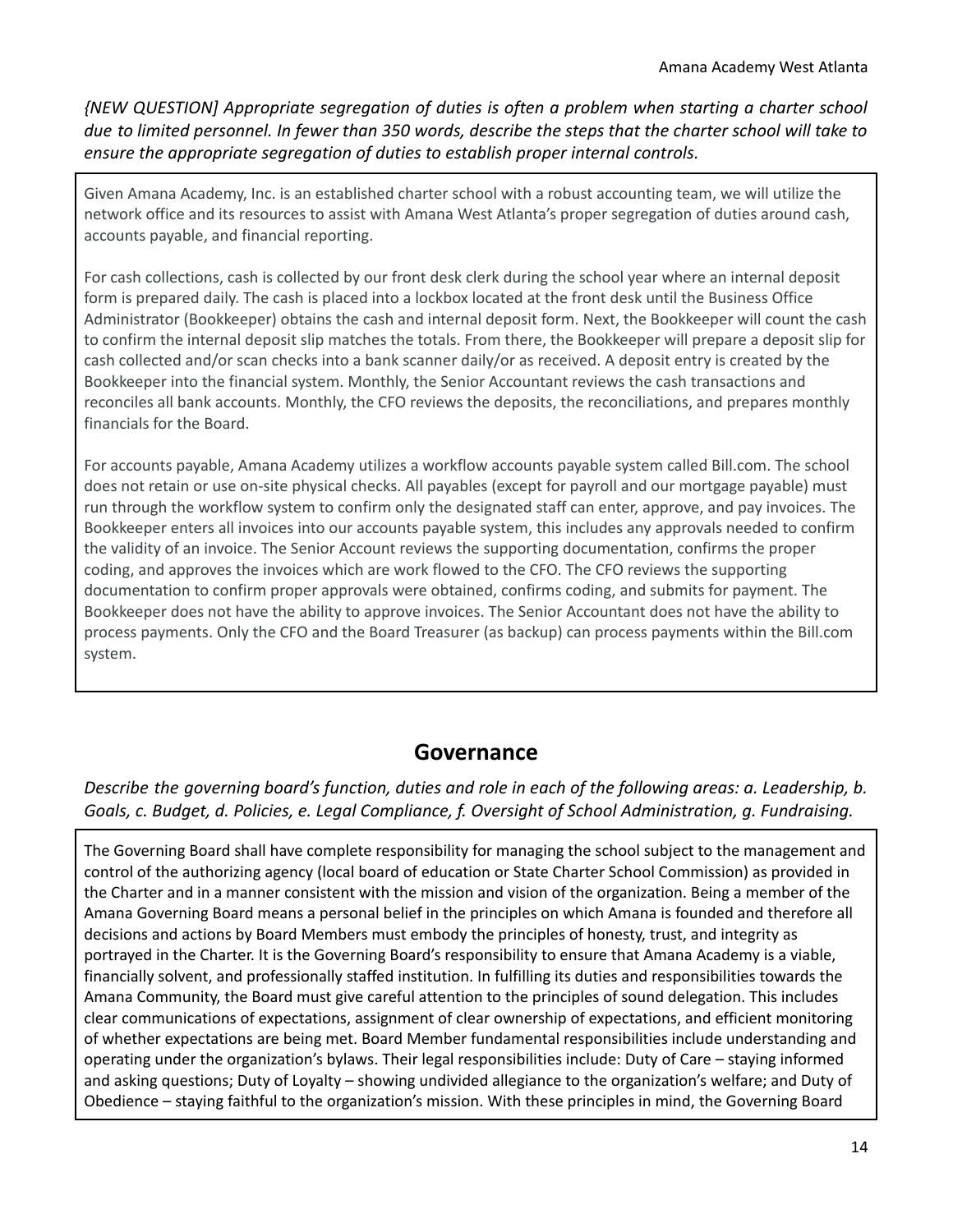*{NEW QUESTION] Appropriate segregation of duties is often a problem when starting a charter school due to limited personnel. In fewer than 350 words, describe the steps that the charter school will take to ensure the appropriate segregation of duties to establish proper internal controls.*

Given Amana Academy, Inc. is an established charter school with a robust accounting team, we will utilize the network office and its resources to assist with Amana West Atlanta's proper segregation of duties around cash, accounts payable, and financial reporting.

For cash collections, cash is collected by our front desk clerk during the school year where an internal deposit form is prepared daily. The cash is placed into a lockbox located at the front desk until the Business Office Administrator (Bookkeeper) obtains the cash and internal deposit form. Next, the Bookkeeper will count the cash to confirm the internal deposit slip matches the totals. From there, the Bookkeeper will prepare a deposit slip for cash collected and/or scan checks into a bank scanner daily/or as received. A deposit entry is created by the Bookkeeper into the financial system. Monthly, the Senior Accountant reviews the cash transactions and reconciles all bank accounts. Monthly, the CFO reviews the deposits, the reconciliations, and prepares monthly financials for the Board.

For accounts payable, Amana Academy utilizes a workflow accounts payable system called Bill.com. The school does not retain or use on-site physical checks. All payables (except for payroll and our mortgage payable) must run through the workflow system to confirm only the designated staff can enter, approve, and pay invoices. The Bookkeeper enters all invoices into our accounts payable system, this includes any approvals needed to confirm the validity of an invoice. The Senior Account reviews the supporting documentation, confirms the proper coding, and approves the invoices which are work flowed to the CFO. The CFO reviews the supporting documentation to confirm proper approvals were obtained, confirms coding, and submits for payment. The Bookkeeper does not have the ability to approve invoices. The Senior Accountant does not have the ability to process payments. Only the CFO and the Board Treasurer (as backup) can process payments within the Bill.com system.

## Governance

*Describe the governing board's function, duties and role in each of the following areas: a. Leadership, b. Goals, c. Budget, d. Policies, e. Legal Compliance, f. Oversight of School Administration, g. Fundraising.*

The Governing Board shall have complete responsibility for managing the school subject to the management and control of the authorizing agency (local board of education or State Charter School Commission) as provided in the Charter and in a manner consistent with the mission and vision of the organization. Being a member of the Amana Governing Board means a personal belief in the principles on which Amana is founded and therefore all decisions and actions by Board Members must embody the principles of honesty, trust, and integrity as portrayed in the Charter. It is the Governing Board's responsibility to ensure that Amana Academy is a viable, financially solvent, and professionally staffed institution. In fulfilling its duties and responsibilities towards the Amana Community, the Board must give careful attention to the principles of sound delegation. This includes clear communications of expectations, assignment of clear ownership of expectations, and efficient monitoring of whether expectations are being met. Board Member fundamental responsibilities include understanding and operating under the organization's bylaws. Their legal responsibilities include: Duty of Care – staying informed and asking questions; Duty of Loyalty – showing undivided allegiance to the organization's welfare; and Duty of Obedience – staying faithful to the organization's mission. With these principles in mind, the Governing Board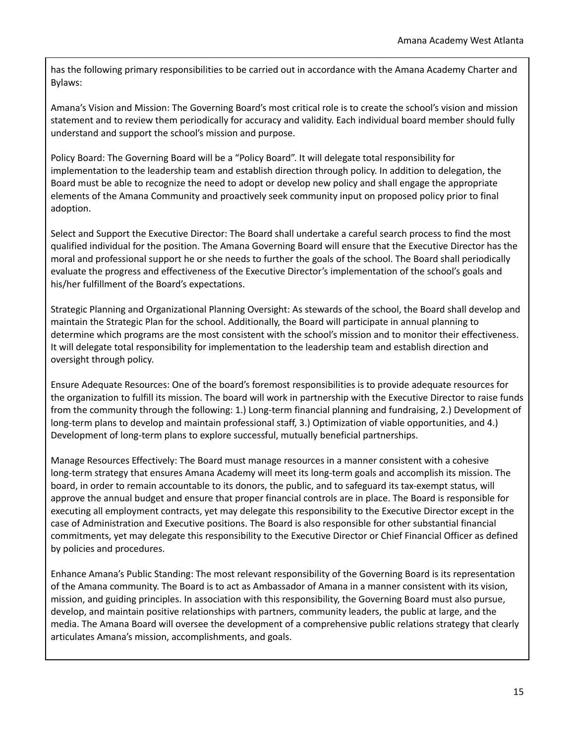has the following primary responsibilities to be carried out in accordance with the Amana Academy Charter and Bylaws:

Amana's Vision and Mission: The Governing Board's most critical role is to create the school's vision and mission statement and to review them periodically for accuracy and validity. Each individual board member should fully understand and support the school's mission and purpose.

Policy Board: The Governing Board will be a "Policy Board". It will delegate total responsibility for implementation to the leadership team and establish direction through policy. In addition to delegation, the Board must be able to recognize the need to adopt or develop new policy and shall engage the appropriate elements of the Amana Community and proactively seek community input on proposed policy prior to final adoption.

Select and Support the Executive Director: The Board shall undertake a careful search process to find the most qualified individual for the position. The Amana Governing Board will ensure that the Executive Director has the moral and professional support he or she needs to further the goals of the school. The Board shall periodically evaluate the progress and effectiveness of the Executive Director's implementation of the school's goals and his/her fulfillment of the Board's expectations.

Strategic Planning and Organizational Planning Oversight: As stewards of the school, the Board shall develop and maintain the Strategic Plan for the school. Additionally, the Board will participate in annual planning to determine which programs are the most consistent with the school's mission and to monitor their effectiveness. It will delegate total responsibility for implementation to the leadership team and establish direction and oversight through policy.

Ensure Adequate Resources: One of the board's foremost responsibilities is to provide adequate resources for the organization to fulfill its mission. The board will work in partnership with the Executive Director to raise funds from the community through the following: 1.) Long-term financial planning and fundraising, 2.) Development of long-term plans to develop and maintain professional staff, 3.) Optimization of viable opportunities, and 4.) Development of long-term plans to explore successful, mutually beneficial partnerships.

Manage Resources Effectively: The Board must manage resources in a manner consistent with a cohesive long-term strategy that ensures Amana Academy will meet its long-term goals and accomplish its mission. The board, in order to remain accountable to its donors, the public, and to safeguard its tax-exempt status, will approve the annual budget and ensure that proper financial controls are in place. The Board is responsible for executing all employment contracts, yet may delegate this responsibility to the Executive Director except in the case of Administration and Executive positions. The Board is also responsible for other substantial financial commitments, yet may delegate this responsibility to the Executive Director or Chief Financial Officer as defined by policies and procedures.

Enhance Amana's Public Standing: The most relevant responsibility of the Governing Board is its representation of the Amana community. The Board is to act as Ambassador of Amana in a manner consistent with its vision, mission, and guiding principles. In association with this responsibility, the Governing Board must also pursue, develop, and maintain positive relationships with partners, community leaders, the public at large, and the media. The Amana Board will oversee the development of a comprehensive public relations strategy that clearly articulates Amana's mission, accomplishments, and goals.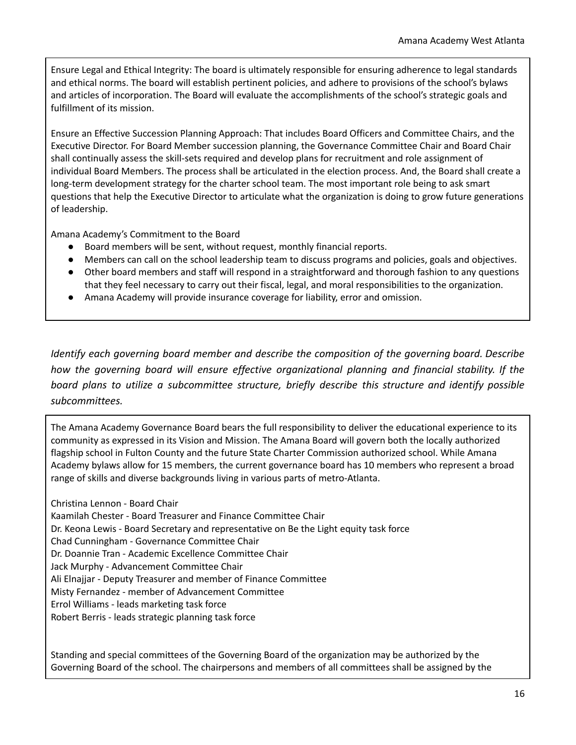Ensure Legal and Ethical Integrity: The board is ultimately responsible for ensuring adherence to legal standards and ethical norms. The board will establish pertinent policies, and adhere to provisions of the school's bylaws and articles of incorporation. The Board will evaluate the accomplishments of the school's strategic goals and fulfillment of its mission.

Ensure an Effective Succession Planning Approach: That includes Board Officers and Committee Chairs, and the Executive Director. For Board Member succession planning, the Governance Committee Chair and Board Chair shall continually assess the skill-sets required and develop plans for recruitment and role assignment of individual Board Members. The process shall be articulated in the election process. And, the Board shall create a long-term development strategy for the charter school team. The most important role being to ask smart questions that help the Executive Director to articulate what the organization is doing to grow future generations of leadership.

Amana Academy's Commitment to the Board

- Board members will be sent, without request, monthly financial reports.
- Members can call on the school leadership team to discuss programs and policies, goals and objectives.
- Other board members and staff will respond in a straightforward and thorough fashion to any questions that they feel necessary to carry out their fiscal, legal, and moral responsibilities to the organization.
- Amana Academy will provide insurance coverage for liability, error and omission.

*Identify each governing board member and describe the composition of the governing board. Describe how the governing board will ensure effective organizational planning and financial stability. If the board plans to utilize a subcommittee structure, briefly describe this structure and identify possible subcommittees.*

The Amana Academy Governance Board bears the full responsibility to deliver the educational experience to its community as expressed in its Vision and Mission. The Amana Board will govern both the locally authorized flagship school in Fulton County and the future State Charter Commission authorized school. While Amana Academy bylaws allow for 15 members, the current governance board has 10 members who represent a broad range of skills and diverse backgrounds living in various parts of metro-Atlanta.

Christina Lennon - Board Chair
Kaamilah Chester - Board Treasurer and Finance Committee Chair
Dr. Keona Lewis - Board Secretary and representative on Be the Light equity task force
Chad Cunningham - Governance Committee Chair
Dr. Doannie Tran - Academic Excellence Committee Chair
Jack Murphy - Advancement Committee Chair
Ali Elnajjar - Deputy Treasurer and member of Finance Committee
Misty Fernandez - member of Advancement Committee
Errol Williams - leads marketing task force
Robert Berris - leads strategic planning task force

Standing and special committees of the Governing Board of the organization may be authorized by the Governing Board of the school. The chairpersons and members of all committees shall be assigned by the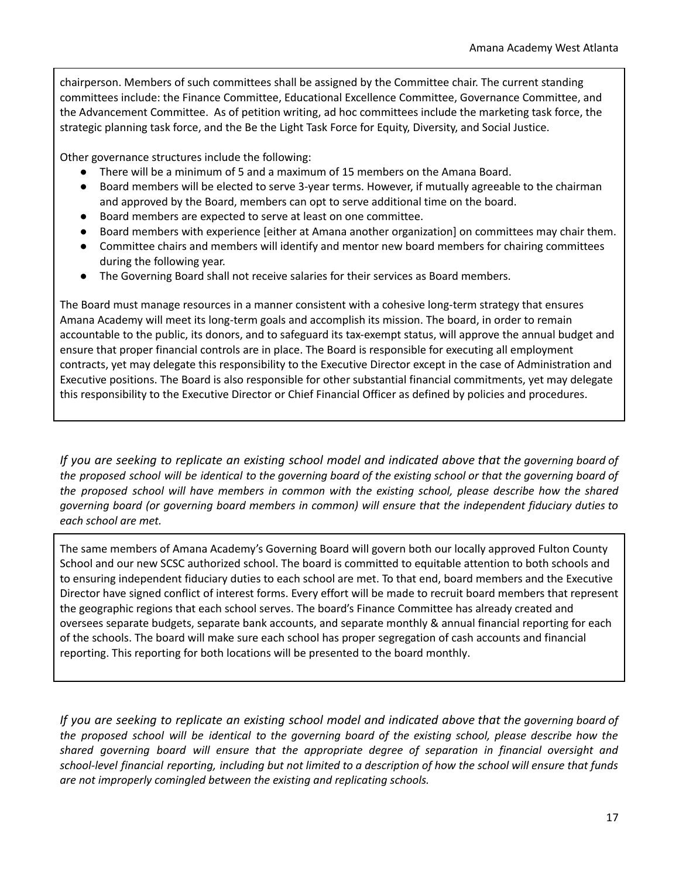chairperson. Members of such committees shall be assigned by the Committee chair. The current standing committees include: the Finance Committee, Educational Excellence Committee, Governance Committee, and the Advancement Committee. As of petition writing, ad hoc committees include the marketing task force, the strategic planning task force, and the Be the Light Task Force for Equity, Diversity, and Social Justice.

Other governance structures include the following:

- There will be a minimum of 5 and a maximum of 15 members on the Amana Board.
- Board members will be elected to serve 3-year terms. However, if mutually agreeable to the chairman and approved by the Board, members can opt to serve additional time on the board.
- Board members are expected to serve at least on one committee.
- Board members with experience [either at Amana another organization] on committees may chair them.
- Committee chairs and members will identify and mentor new board members for chairing committees during the following year.
- The Governing Board shall not receive salaries for their services as Board members.

The Board must manage resources in a manner consistent with a cohesive long-term strategy that ensures Amana Academy will meet its long-term goals and accomplish its mission. The board, in order to remain accountable to the public, its donors, and to safeguard its tax-exempt status, will approve the annual budget and ensure that proper financial controls are in place. The Board is responsible for executing all employment contracts, yet may delegate this responsibility to the Executive Director except in the case of Administration and Executive positions. The Board is also responsible for other substantial financial commitments, yet may delegate this responsibility to the Executive Director or Chief Financial Officer as defined by policies and procedures.

*If you are seeking to replicate an existing school model and indicated above that the governing board of the proposed school will be identical to the governing board of the existing school or that the governing board of the proposed school will have members in common with the existing school, please describe how the shared governing board (or governing board members in common) will ensure that the independent fiduciary duties to each school are met.*

The same members of Amana Academy's Governing Board will govern both our locally approved Fulton County School and our new SCSC authorized school. The board is committed to equitable attention to both schools and to ensuring independent fiduciary duties to each school are met. To that end, board members and the Executive Director have signed conflict of interest forms. Every effort will be made to recruit board members that represent the geographic regions that each school serves. The board's Finance Committee has already created and oversees separate budgets, separate bank accounts, and separate monthly & annual financial reporting for each of the schools. The board will make sure each school has proper segregation of cash accounts and financial reporting. This reporting for both locations will be presented to the board monthly.

*If you are seeking to replicate an existing school model and indicated above that the governing board of the proposed school will be identical to the governing board of the existing school, please describe how the shared governing board will ensure that the appropriate degree of separation in financial oversight and school-level financial reporting, including but not limited to a description of how the school will ensure that funds are not improperly comingled between the existing and replicating schools.*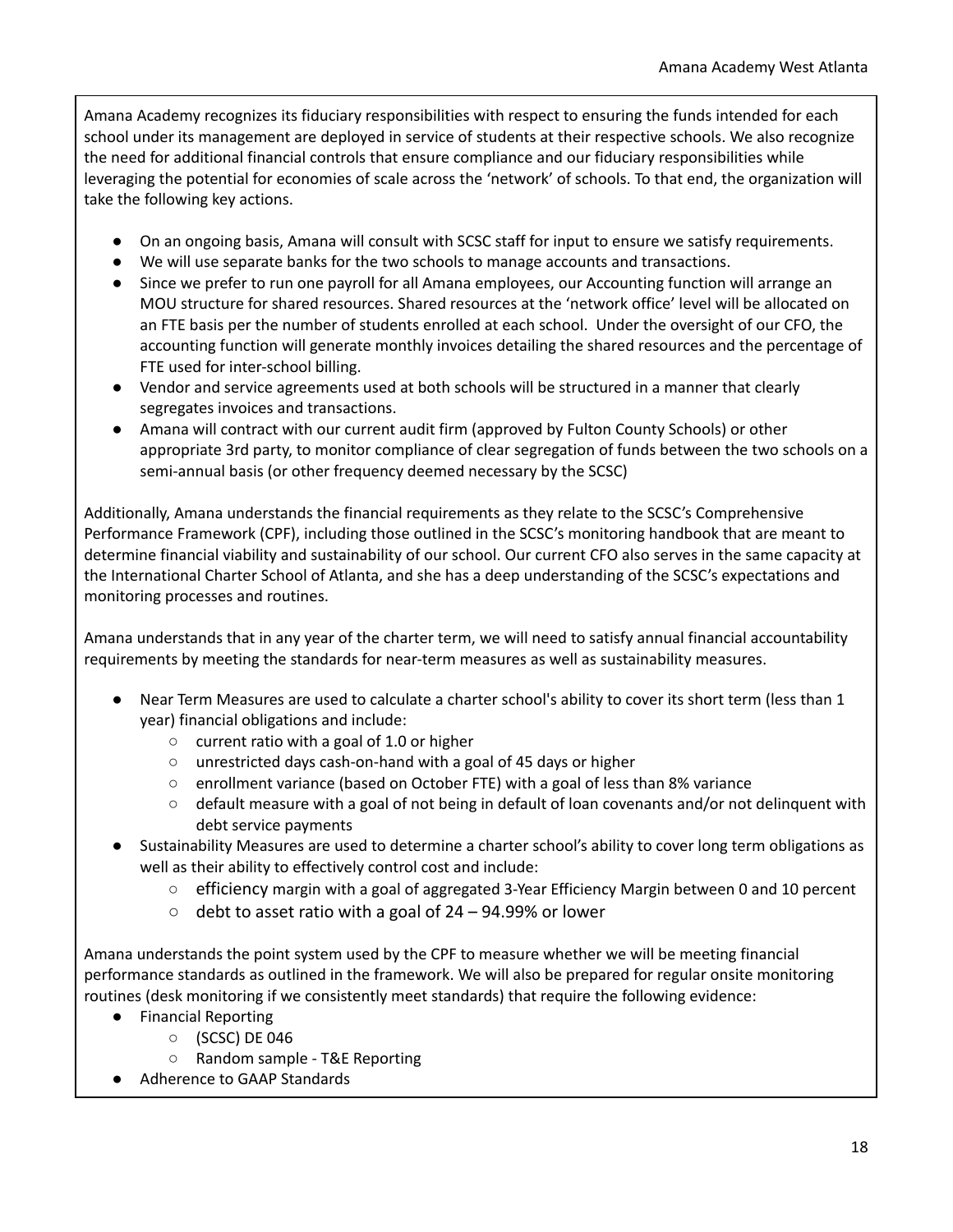Amana Academy recognizes its fiduciary responsibilities with respect to ensuring the funds intended for each school under its management are deployed in service of students at their respective schools. We also recognize the need for additional financial controls that ensure compliance and our fiduciary responsibilities while leveraging the potential for economies of scale across the 'network' of schools. To that end, the organization will take the following key actions.

- On an ongoing basis, Amana will consult with SCSC staff for input to ensure we satisfy requirements.
- We will use separate banks for the two schools to manage accounts and transactions.
- Since we prefer to run one payroll for all Amana employees, our Accounting function will arrange an MOU structure for shared resources. Shared resources at the 'network office' level will be allocated on an FTE basis per the number of students enrolled at each school. Under the oversight of our CFO, the accounting function will generate monthly invoices detailing the shared resources and the percentage of FTE used for inter-school billing.
- Vendor and service agreements used at both schools will be structured in a manner that clearly segregates invoices and transactions.
- Amana will contract with our current audit firm (approved by Fulton County Schools) or other appropriate 3rd party, to monitor compliance of clear segregation of funds between the two schools on a semi-annual basis (or other frequency deemed necessary by the SCSC)

Additionally, Amana understands the financial requirements as they relate to the SCSC's Comprehensive Performance Framework (CPF), including those outlined in the SCSC's monitoring handbook that are meant to determine financial viability and sustainability of our school. Our current CFO also serves in the same capacity at the International Charter School of Atlanta, and she has a deep understanding of the SCSC's expectations and monitoring processes and routines.

Amana understands that in any year of the charter term, we will need to satisfy annual financial accountability requirements by meeting the standards for near-term measures as well as sustainability measures.

- Near Term Measures are used to calculate a charter school's ability to cover its short term (less than 1 year) financial obligations and include:
  - current ratio with a goal of 1.0 or higher
  - unrestricted days cash-on-hand with a goal of 45 days or higher
  - enrollment variance (based on October FTE) with a goal of less than 8% variance
  - default measure with a goal of not being in default of loan covenants and/or not delinquent with debt service payments
- Sustainability Measures are used to determine a charter school's ability to cover long term obligations as well as their ability to effectively control cost and include:
  - efficiency margin with a goal of aggregated 3-Year Efficiency Margin between 0 and 10 percent
  - debt to asset ratio with a goal of 24 – 94.99% or lower

Amana understands the point system used by the CPF to measure whether we will be meeting financial performance standards as outlined in the framework. We will also be prepared for regular onsite monitoring routines (desk monitoring if we consistently meet standards) that require the following evidence:

- Financial Reporting
  - (SCSC) DE 046
  - Random sample - T&E Reporting
- Adherence to GAAP Standards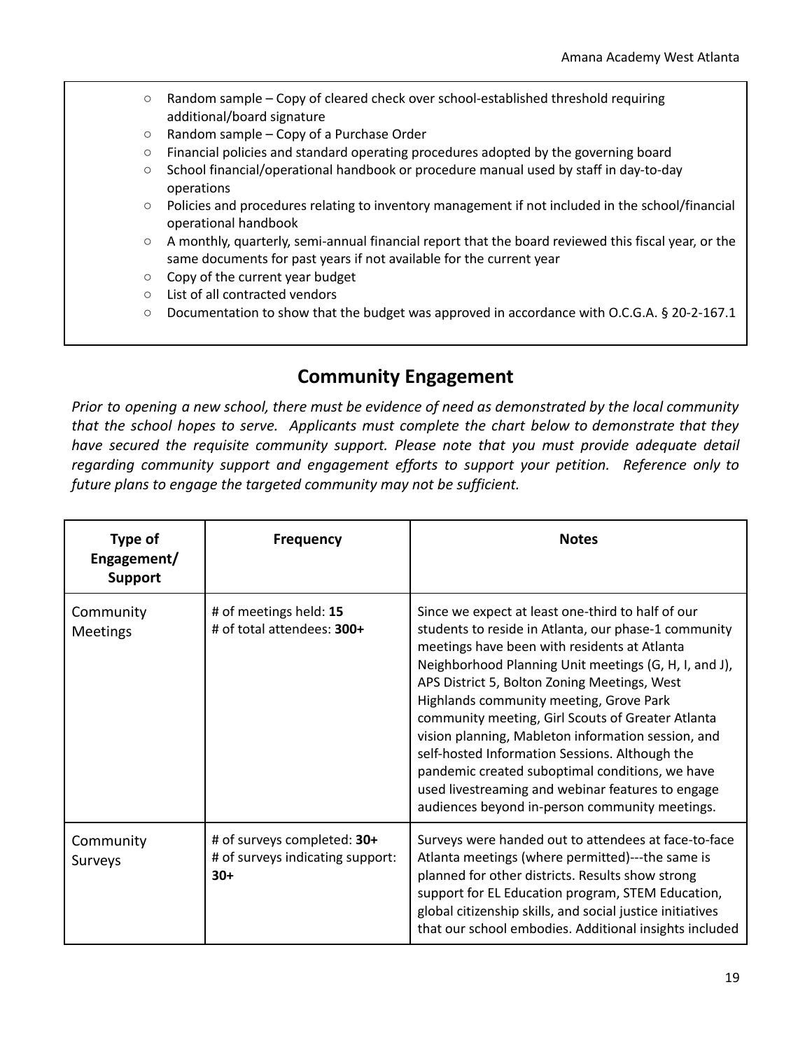- Random sample – Copy of cleared check over school-established threshold requiring additional/board signature
- Random sample – Copy of a Purchase Order
- Financial policies and standard operating procedures adopted by the governing board
- School financial/operational handbook or procedure manual used by staff in day-to-day operations
- Policies and procedures relating to inventory management if not included in the school/financial operational handbook
- A monthly, quarterly, semi-annual financial report that the board reviewed this fiscal year, or the same documents for past years if not available for the current year
- Copy of the current year budget
- List of all contracted vendors
- Documentation to show that the budget was approved in accordance with O.C.G.A. § 20-2-167.1

## Community Engagement

*Prior to opening a new school, there must be evidence of need as demonstrated by the local community that the school hopes to serve. Applicants must complete the chart below to demonstrate that they have secured the requisite community support. Please note that you must provide adequate detail regarding community support and engagement efforts to support your petition. Reference only to future plans to engage the targeted community may not be sufficient.*

| Type of Engagement/ Support | Frequency | Notes |
|---|---|---|
| Community Meetings | # of meetings held: **15**<br># of total attendees: **300+** | Since we expect at least one-third to half of our students to reside in Atlanta, our phase-1 community meetings have been with residents at Atlanta Neighborhood Planning Unit meetings (G, H, I, and J), APS District 5, Bolton Zoning Meetings, West Highlands community meeting, Grove Park community meeting, Girl Scouts of Greater Atlanta vision planning, Mableton information session, and self-hosted Information Sessions. Although the pandemic created suboptimal conditions, we have used livestreaming and webinar features to engage audiences beyond in-person community meetings. |
| Community Surveys | # of surveys completed: **30+**<br># of surveys indicating support: **30+** | Surveys were handed out to attendees at face-to-face Atlanta meetings (where permitted)---the same is planned for other districts. Results show strong support for EL Education program, STEM Education, global citizenship skills, and social justice initiatives that our school embodies. Additional insights included |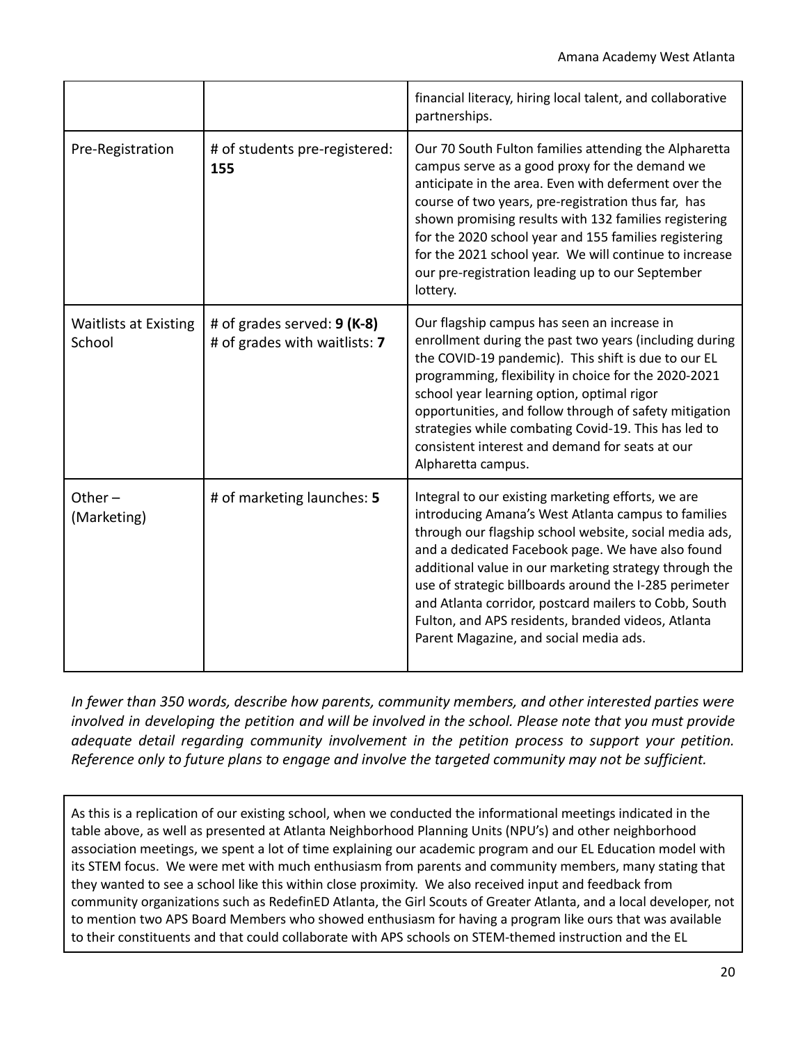| | | financial literacy, hiring local talent, and collaborative partnerships. |
|---|---|---|
| Pre-Registration | # of students pre-registered: **155** | Our 70 South Fulton families attending the Alpharetta campus serve as a good proxy for the demand we anticipate in the area. Even with deferment over the course of two years, pre-registration thus far, has shown promising results with 132 families registering for the 2020 school year and 155 families registering for the 2021 school year. We will continue to increase our pre-registration leading up to our September lottery. |
| Waitlists at Existing School | # of grades served: **9 (K-8)**<br># of grades with waitlists: **7** | Our flagship campus has seen an increase in enrollment during the past two years (including during the COVID-19 pandemic). This shift is due to our EL programming, flexibility in choice for the 2020-2021 school year learning option, optimal rigor opportunities, and follow through of safety mitigation strategies while combating Covid-19. This has led to consistent interest and demand for seats at our Alpharetta campus. |
| Other – (Marketing) | # of marketing launches: **5** | Integral to our existing marketing efforts, we are introducing Amana's West Atlanta campus to families through our flagship school website, social media ads, and a dedicated Facebook page. We have also found additional value in our marketing strategy through the use of strategic billboards around the I-285 perimeter and Atlanta corridor, postcard mailers to Cobb, South Fulton, and APS residents, branded videos, Atlanta Parent Magazine, and social media ads. |

*In fewer than 350 words, describe how parents, community members, and other interested parties were involved in developing the petition and will be involved in the school. Please note that you must provide adequate detail regarding community involvement in the petition process to support your petition. Reference only to future plans to engage and involve the targeted community may not be sufficient.*

As this is a replication of our existing school, when we conducted the informational meetings indicated in the table above, as well as presented at Atlanta Neighborhood Planning Units (NPU's) and other neighborhood association meetings, we spent a lot of time explaining our academic program and our EL Education model with its STEM focus. We were met with much enthusiasm from parents and community members, many stating that they wanted to see a school like this within close proximity. We also received input and feedback from community organizations such as RedefinED Atlanta, the Girl Scouts of Greater Atlanta, and a local developer, not to mention two APS Board Members who showed enthusiasm for having a program like ours that was available to their constituents and that could collaborate with APS schools on STEM-themed instruction and the EL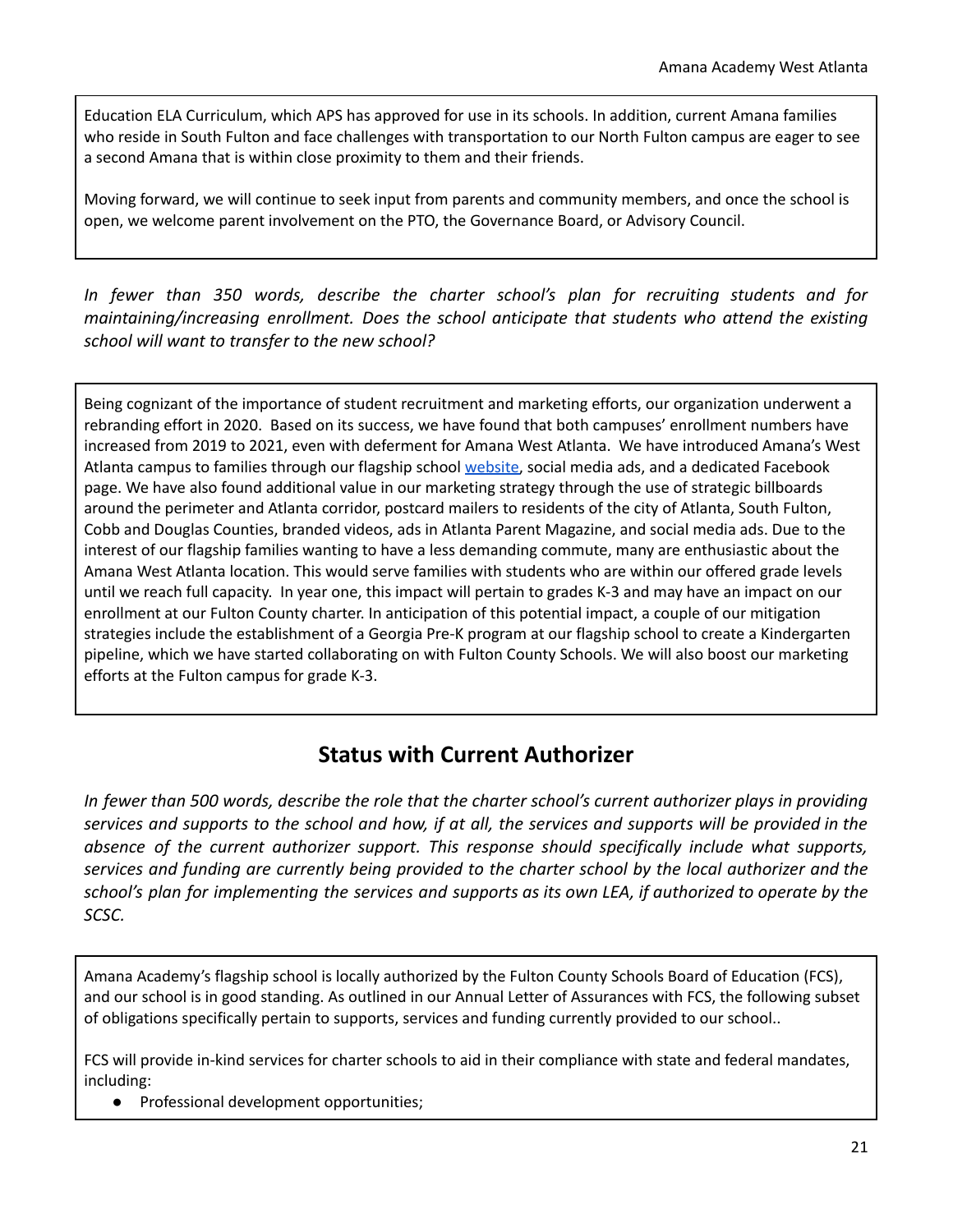Education ELA Curriculum, which APS has approved for use in its schools. In addition, current Amana families who reside in South Fulton and face challenges with transportation to our North Fulton campus are eager to see a second Amana that is within close proximity to them and their friends.

Moving forward, we will continue to seek input from parents and community members, and once the school is open, we welcome parent involvement on the PTO, the Governance Board, or Advisory Council.

*In fewer than 350 words, describe the charter school's plan for recruiting students and for maintaining/increasing enrollment. Does the school anticipate that students who attend the existing school will want to transfer to the new school?*

Being cognizant of the importance of student recruitment and marketing efforts, our organization underwent a rebranding effort in 2020. Based on its success, we have found that both campuses' enrollment numbers have increased from 2019 to 2021, even with deferment for Amana West Atlanta. We have introduced Amana's West Atlanta campus to families through our flagship school website, social media ads, and a dedicated Facebook page. We have also found additional value in our marketing strategy through the use of strategic billboards around the perimeter and Atlanta corridor, postcard mailers to residents of the city of Atlanta, South Fulton, Cobb and Douglas Counties, branded videos, ads in Atlanta Parent Magazine, and social media ads. Due to the interest of our flagship families wanting to have a less demanding commute, many are enthusiastic about the Amana West Atlanta location. This would serve families with students who are within our offered grade levels until we reach full capacity. In year one, this impact will pertain to grades K-3 and may have an impact on our enrollment at our Fulton County charter. In anticipation of this potential impact, a couple of our mitigation strategies include the establishment of a Georgia Pre-K program at our flagship school to create a Kindergarten pipeline, which we have started collaborating on with Fulton County Schools. We will also boost our marketing efforts at the Fulton campus for grade K-3.

## Status with Current Authorizer

*In fewer than 500 words, describe the role that the charter school's current authorizer plays in providing services and supports to the school and how, if at all, the services and supports will be provided in the absence of the current authorizer support. This response should specifically include what supports, services and funding are currently being provided to the charter school by the local authorizer and the school's plan for implementing the services and supports as its own LEA, if authorized to operate by the SCSC.*

Amana Academy's flagship school is locally authorized by the Fulton County Schools Board of Education (FCS), and our school is in good standing. As outlined in our Annual Letter of Assurances with FCS, the following subset of obligations specifically pertain to supports, services and funding currently provided to our school..

FCS will provide in-kind services for charter schools to aid in their compliance with state and federal mandates, including:

- Professional development opportunities;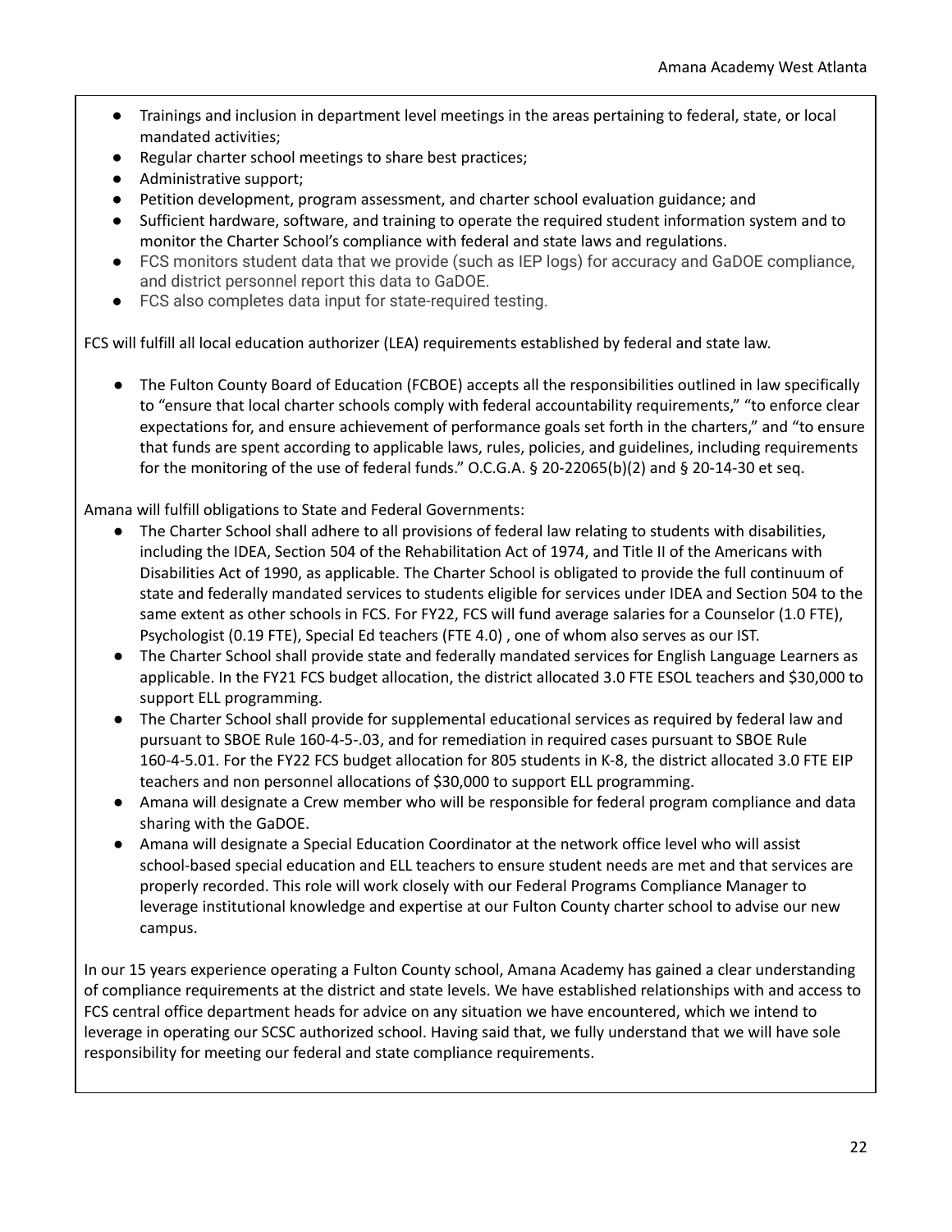- Trainings and inclusion in department level meetings in the areas pertaining to federal, state, or local mandated activities;
- Regular charter school meetings to share best practices;
- Administrative support;
- Petition development, program assessment, and charter school evaluation guidance; and
- Sufficient hardware, software, and training to operate the required student information system and to monitor the Charter School's compliance with federal and state laws and regulations.
- FCS monitors student data that we provide (such as IEP logs) for accuracy and GaDOE compliance, and district personnel report this data to GaDOE.
- FCS also completes data input for state-required testing.

FCS will fulfill all local education authorizer (LEA) requirements established by federal and state law.

- The Fulton County Board of Education (FCBOE) accepts all the responsibilities outlined in law specifically to "ensure that local charter schools comply with federal accountability requirements," "to enforce clear expectations for, and ensure achievement of performance goals set forth in the charters," and "to ensure that funds are spent according to applicable laws, rules, policies, and guidelines, including requirements for the monitoring of the use of federal funds." O.C.G.A. § 20-22065(b)(2) and § 20-14-30 et seq.

Amana will fulfill obligations to State and Federal Governments:

- The Charter School shall adhere to all provisions of federal law relating to students with disabilities, including the IDEA, Section 504 of the Rehabilitation Act of 1974, and Title II of the Americans with Disabilities Act of 1990, as applicable. The Charter School is obligated to provide the full continuum of state and federally mandated services to students eligible for services under IDEA and Section 504 to the same extent as other schools in FCS. For FY22, FCS will fund average salaries for a Counselor (1.0 FTE), Psychologist (0.19 FTE), Special Ed teachers (FTE 4.0) , one of whom also serves as our IST.
- The Charter School shall provide state and federally mandated services for English Language Learners as applicable. In the FY21 FCS budget allocation, the district allocated 3.0 FTE ESOL teachers and $30,000 to support ELL programming.
- The Charter School shall provide for supplemental educational services as required by federal law and pursuant to SBOE Rule 160-4-5-.03, and for remediation in required cases pursuant to SBOE Rule 160-4-5.01. For the FY22 FCS budget allocation for 805 students in K-8, the district allocated 3.0 FTE EIP teachers and non personnel allocations of $30,000 to support ELL programming.
- Amana will designate a Crew member who will be responsible for federal program compliance and data sharing with the GaDOE.
- Amana will designate a Special Education Coordinator at the network office level who will assist school-based special education and ELL teachers to ensure student needs are met and that services are properly recorded. This role will work closely with our Federal Programs Compliance Manager to leverage institutional knowledge and expertise at our Fulton County charter school to advise our new campus.

In our 15 years experience operating a Fulton County school, Amana Academy has gained a clear understanding of compliance requirements at the district and state levels. We have established relationships with and access to FCS central office department heads for advice on any situation we have encountered, which we intend to leverage in operating our SCSC authorized school. Having said that, we fully understand that we will have sole responsibility for meeting our federal and state compliance requirements.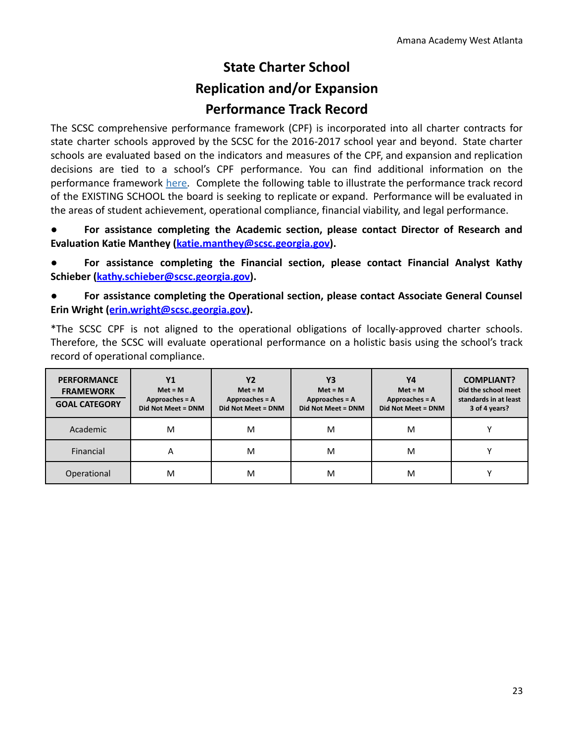# State Charter School
# Replication and/or Expansion
# Performance Track Record

The SCSC comprehensive performance framework (CPF) is incorporated into all charter contracts for state charter schools approved by the SCSC for the 2016-2017 school year and beyond. State charter schools are evaluated based on the indicators and measures of the CPF, and expansion and replication decisions are tied to a school's CPF performance. You can find additional information on the performance framework here. Complete the following table to illustrate the performance track record of the EXISTING SCHOOL the board is seeking to replicate or expand. Performance will be evaluated in the areas of student achievement, operational compliance, financial viability, and legal performance.

- **For assistance completing the Academic section, please contact Director of Research and Evaluation Katie Manthey (katie.manthey@scsc.georgia.gov).**
- **For assistance completing the Financial section, please contact Financial Analyst Kathy Schieber (kathy.schieber@scsc.georgia.gov).**
- **For assistance completing the Operational section, please contact Associate General Counsel Erin Wright (erin.wright@scsc.georgia.gov).**

*The SCSC CPF is not aligned to the operational obligations of locally-approved charter schools. Therefore, the SCSC will evaluate operational performance on a holistic basis using the school's track record of operational compliance.

| PERFORMANCE FRAMEWORK GOAL CATEGORY | Y1 Met = M Approaches = A Did Not Meet = DNM | Y2 Met = M Approaches = A Did Not Meet = DNM | Y3 Met = M Approaches = A Did Not Meet = DNM | Y4 Met = M Approaches = A Did Not Meet = DNM | COMPLIANT? Did the school meet standards in at least 3 of 4 years? |
|---|---|---|---|---|---|
| Academic | M | M | M | M | Y |
| Financial | A | M | M | M | Y |
| Operational | M | M | M | M | Y |